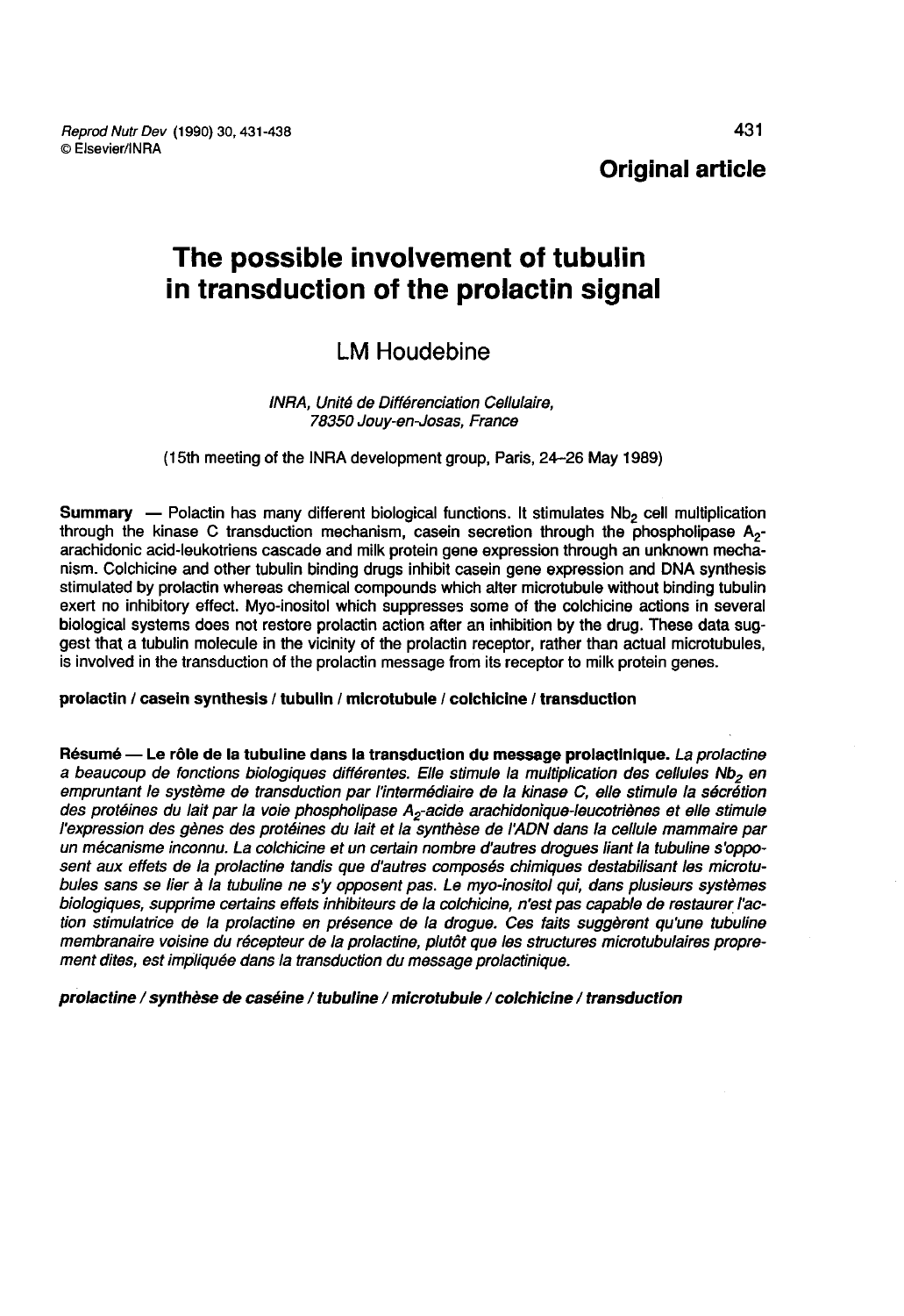**Original article**

# The possible involvement of tubulin in transduction of the prolactin signal

LM Houdebine

*INRA, Unité de Différenciation Cellulaire, 78350 Jouy-en-Josas, France*

(15th meeting of the INRA development group, Paris, 24–26 May 1989)

**Summary** — Polactin has many different biological functions. It stimulates $Nb_2$ cell multiplication through the kinase C transduction mechanism, casein secretion through the phospholipase $A_2$-arachidonic acid-leukotriens cascade and milk protein gene expression through an unknown mechanism. Colchicine and other tubulin binding drugs inhibit casein gene expression and DNA synthesis stimulated by prolactin whereas chemical compounds which alter microtubule without binding tubulin exert no inhibitory effect. Myo-inositol which suppresses some of the colchicine actions in several biological systems does not restore prolactin action after an inhibition by the drug. These data suggest that a tubulin molecule in the vicinity of the prolactin receptor, rather than actual microtubules, is involved in the transduction of the prolactin message from its receptor to milk protein genes.

**prolactin / casein synthesis / tubulin / microtubule / colchicine / transduction**

**Résumé — Le rôle de la tubuline dans la transduction du message prolactinique.** *La prolactine a beaucoup de fonctions biologiques différentes. Elle stimule la multiplication des cellules $Nb_2$ en empruntant le système de transduction par l'intermédiaire de la kinase C, elle stimule la sécrétion des protéines du lait par la voie phospholipase $A_2$-acide arachidonique-leucotriènes et elle stimule l'expression des gènes des protéines du lait et la synthèse de l'ADN dans la cellule mammaire par un mécanisme inconnu. La colchicine et un certain nombre d'autres drogues liant la tubuline s'opposent aux effets de la prolactine tandis que d'autres composés chimiques destabilisant les microtubules sans se lier à la tubuline ne s'y opposent pas. Le myo-inositol qui, dans plusieurs systèmes biologiques, supprime certains effets inhibiteurs de la colchicine, n'est pas capable de restaurer l'action stimulatrice de la prolactine en présence de la drogue. Ces faits suggèrent qu'une tubuline membranaire voisine du récepteur de la prolactine, plutôt que les structures microtubulaires proprement dites, est impliquée dans la transduction du message prolactinique.*

***prolactine / synthèse de caséine / tubuline / microtubule / colchicine / transduction***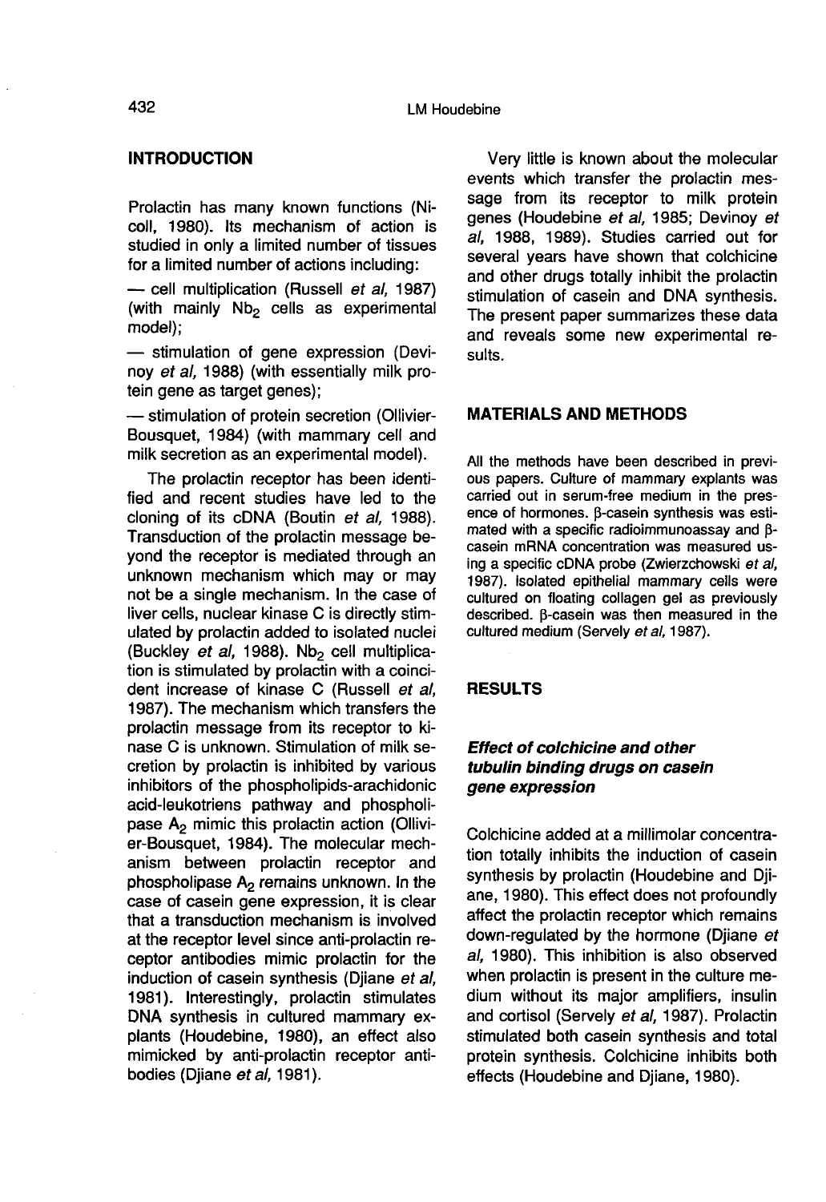## INTRODUCTION

Prolactin has many known functions (Nicoll, 1980). Its mechanism of action is studied in only a limited number of tissues for a limited number of actions including:

— cell multiplication (Russell *et al*, 1987) (with mainly $Nb_2$ cells as experimental model);

— stimulation of gene expression (Devinoy *et al*, 1988) (with essentially milk protein gene as target genes);

— stimulation of protein secretion (Ollivier-Bousquet, 1984) (with mammary cell and milk secretion as an experimental model).

The prolactin receptor has been identified and recent studies have led to the cloning of its cDNA (Boutin *et al*, 1988). Transduction of the prolactin message beyond the receptor is mediated through an unknown mechanism which may or may not be a single mechanism. In the case of liver cells, nuclear kinase C is directly stimulated by prolactin added to isolated nuclei (Buckley *et al*, 1988). $Nb_2$ cell multiplication is stimulated by prolactin with a coincident increase of kinase C (Russell *et al*, 1987). The mechanism which transfers the prolactin message from its receptor to kinase C is unknown. Stimulation of milk secretion by prolactin is inhibited by various inhibitors of the phospholipids-arachidonic acid-leukotriens pathway and phospholipase $A_2$ mimic this prolactin action (Ollivier-Bousquet, 1984). The molecular mechanism between prolactin receptor and phospholipase $A_2$ remains unknown. In the case of casein gene expression, it is clear that a transduction mechanism is involved at the receptor level since anti-prolactin receptor antibodies mimic prolactin for the induction of casein synthesis (Djiane *et al*, 1981). Interestingly, prolactin stimulates DNA synthesis in cultured mammary explants (Houdebine, 1980), an effect also mimicked by anti-prolactin receptor antibodies (Djiane *et al*, 1981).

Very little is known about the molecular events which transfer the prolactin message from its receptor to milk protein genes (Houdebine *et al*, 1985; Devinoy *et al*, 1988, 1989). Studies carried out for several years have shown that colchicine and other drugs totally inhibit the prolactin stimulation of casein and DNA synthesis. The present paper summarizes these data and reveals some new experimental results.

## MATERIALS AND METHODS

All the methods have been described in previous papers. Culture of mammary explants was carried out in serum-free medium in the presence of hormones. β-casein synthesis was estimated with a specific radioimmunoassay and β-casein mRNA concentration was measured using a specific cDNA probe (Zwierzchowski *et al*, 1987). Isolated epithelial mammary cells were cultured on floating collagen gel as previously described. β-casein was then measured in the cultured medium (Servely *et al*, 1987).

## RESULTS

### *Effect of colchicine and other tubulin binding drugs on casein gene expression*

Colchicine added at a millimolar concentration totally inhibits the induction of casein synthesis by prolactin (Houdebine and Djiane, 1980). This effect does not profoundly affect the prolactin receptor which remains down-regulated by the hormone (Djiane *et al*, 1980). This inhibition is also observed when prolactin is present in the culture medium without its major amplifiers, insulin and cortisol (Servely *et al*, 1987). Prolactin stimulated both casein synthesis and total protein synthesis. Colchicine inhibits both effects (Houdebine and Djiane, 1980).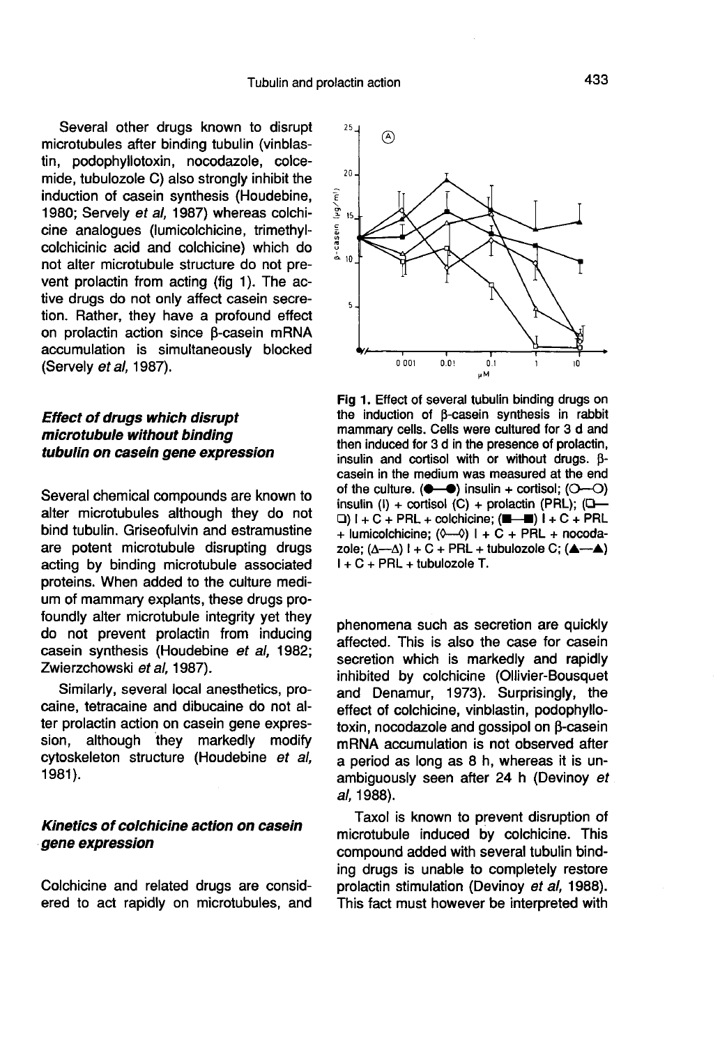Several other drugs known to disrupt microtubules after binding tubulin (vinblastin, podophyllotoxin, nocodazole, colcemide, tubulozole C) also strongly inhibit the induction of casein synthesis (Houdebine, 1980; Servely *et al*, 1987) whereas colchicine analogues (lumicolchicine, trimethylcolchicinic acid and colchicine) which do not alter microtubule structure do not prevent prolactin from acting (fig 1). The active drugs do not only affect casein secretion. Rather, they have a profound effect on prolactin action since β-casein mRNA accumulation is simultaneously blocked (Servely *et al*, 1987).

### *Effect of drugs which disrupt microtubule without binding tubulin on casein gene expression*

Several chemical compounds are known to alter microtubules although they do not bind tubulin. Griseofulvin and estramustine are potent microtubule disrupting drugs acting by binding microtubule associated proteins. When added to the culture medium of mammary explants, these drugs profoundly alter microtubule integrity yet they do not prevent prolactin from inducing casein synthesis (Houdebine *et al*, 1982; Zwierzchowski *et al*, 1987).

Similarly, several local anesthetics, procaine, tetracaine and dibucaine do not alter prolactin action on casein gene expression, although they markedly modify cytoskeleton structure (Houdebine *et al*, 1981).

### *Kinetics of colchicine action on casein gene expression*

Colchicine and related drugs are considered to act rapidly on microtubules, and phenomena such as secretion are quickly affected. This is also the case for casein secretion which is markedly and rapidly inhibited by colchicine (Ollivier-Bousquet and Denamur, 1973). Surprisingly, the effect of colchicine, vinblastin, podophyllotoxin, nocodazole and gossipol on β-casein mRNA accumulation is not observed after a period as long as 8 h, whereas it is unambiguously seen after 24 h (Devinoy *et al*, 1988).

Taxol is known to prevent disruption of microtubule induced by colchicine. This compound added with several tubulin binding drugs is unable to completely restore prolactin stimulation (Devinoy *et al*, 1988). This fact must however be interpreted with

**Fig 1.** Effect of several tubulin binding drugs on the induction of β-casein synthesis in rabbit mammary cells. Cells were cultured for 3 d and then induced for 3 d in the presence of prolactin, insulin and cortisol with or without drugs. β-casein in the medium was measured at the end of the culture. (●—●) insulin + cortisol; (○—○) insulin (I) + cortisol (C) + prolactin (PRL); (□—□) I + C + PRL + colchicine; (■—■) I + C + PRL + lumicolchicine; (◇—◇) I + C + PRL + nocodazole; (△—△) I + C + PRL + tubulozole C; (▲—▲) I + C + PRL + tubulozole T.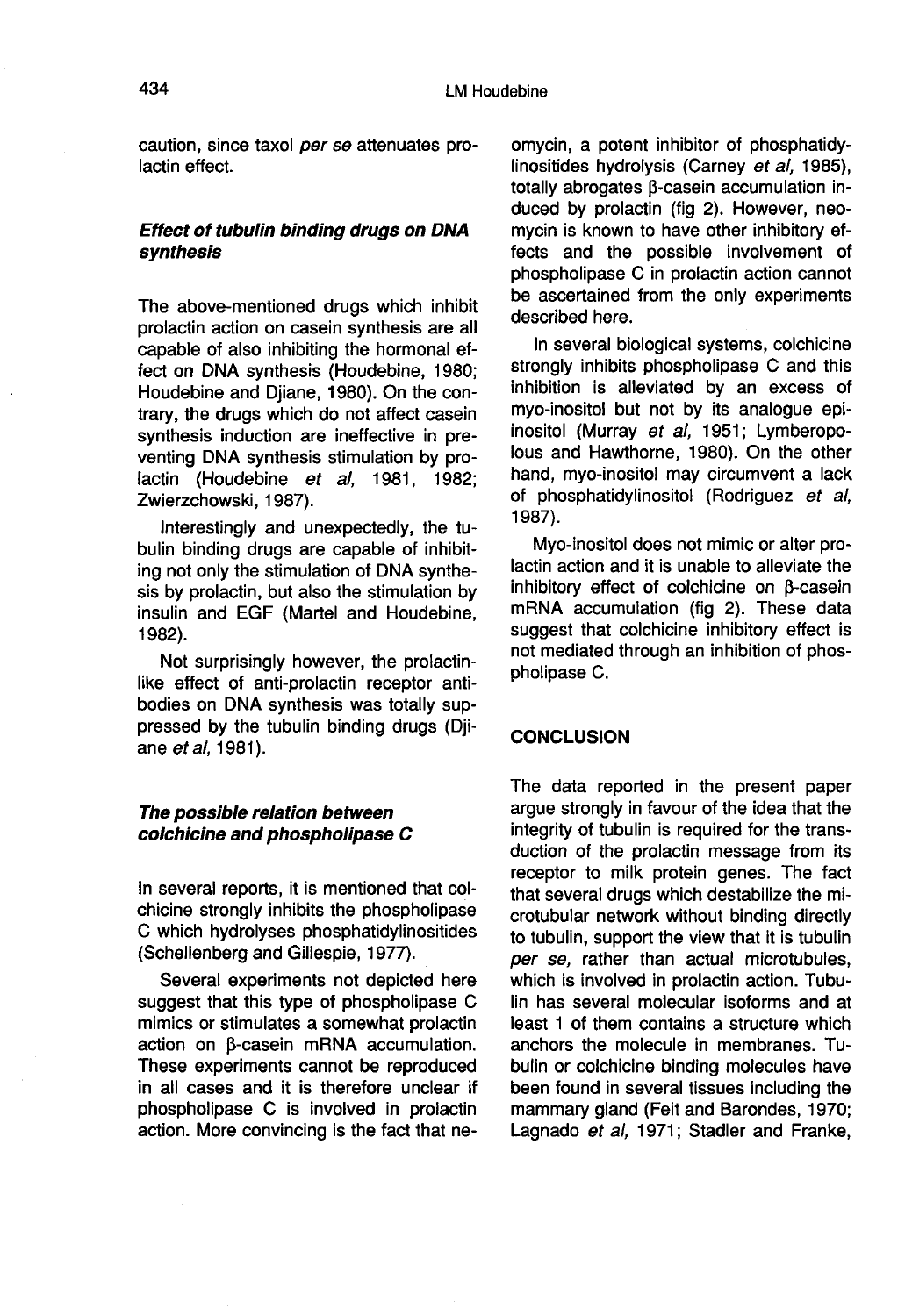caution, since taxol *per se* attenuates prolactin effect.

### *Effect of tubulin binding drugs on DNA synthesis*

The above-mentioned drugs which inhibit prolactin action on casein synthesis are all capable of also inhibiting the hormonal effect on DNA synthesis (Houdebine, 1980; Houdebine and Djiane, 1980). On the contrary, the drugs which do not affect casein synthesis induction are ineffective in preventing DNA synthesis stimulation by prolactin (Houdebine *et al*, 1981, 1982; Zwierzchowski, 1987).

Interestingly and unexpectedly, the tubulin binding drugs are capable of inhibiting not only the stimulation of DNA synthesis by prolactin, but also the stimulation by insulin and EGF (Martel and Houdebine, 1982).

Not surprisingly however, the prolactin-like effect of anti-prolactin receptor antibodies on DNA synthesis was totally suppressed by the tubulin binding drugs (Djiane *et al*, 1981).

### *The possible relation between colchicine and phospholipase C*

In several reports, it is mentioned that colchicine strongly inhibits the phospholipase C which hydrolyses phosphatidylinositides (Schellenberg and Gillespie, 1977).

Several experiments not depicted here suggest that this type of phospholipase C mimics or stimulates a somewhat prolactin action on β-casein mRNA accumulation. These experiments cannot be reproduced in all cases and it is therefore unclear if phospholipase C is involved in prolactin action. More convincing is the fact that neomycin, a potent inhibitor of phosphatidylinositides hydrolysis (Carney *et al*, 1985), totally abrogates β-casein accumulation induced by prolactin (fig 2). However, neomycin is known to have other inhibitory effects and the possible involvement of phospholipase C in prolactin action cannot be ascertained from the only experiments described here.

In several biological systems, colchicine strongly inhibits phospholipase C and this inhibition is alleviated by an excess of myo-inositol but not by its analogue epi-inositol (Murray *et al*, 1951; Lymberopolous and Hawthorne, 1980). On the other hand, myo-inositol may circumvent a lack of phosphatidylinositol (Rodriguez *et al*, 1987).

Myo-inositol does not mimic or alter prolactin action and it is unable to alleviate the inhibitory effect of colchicine on β-casein mRNA accumulation (fig 2). These data suggest that colchicine inhibitory effect is not mediated through an inhibition of phospholipase C.

## CONCLUSION

The data reported in the present paper argue strongly in favour of the idea that the integrity of tubulin is required for the transduction of the prolactin message from its receptor to milk protein genes. The fact that several drugs which destabilize the microtubular network without binding directly to tubulin, support the view that it is tubulin *per se*, rather than actual microtubules, which is involved in prolactin action. Tubulin has several molecular isoforms and at least 1 of them contains a structure which anchors the molecule in membranes. Tubulin or colchicine binding molecules have been found in several tissues including the mammary gland (Feit and Barondes, 1970; Lagnado *et al*, 1971; Stadler and Franke,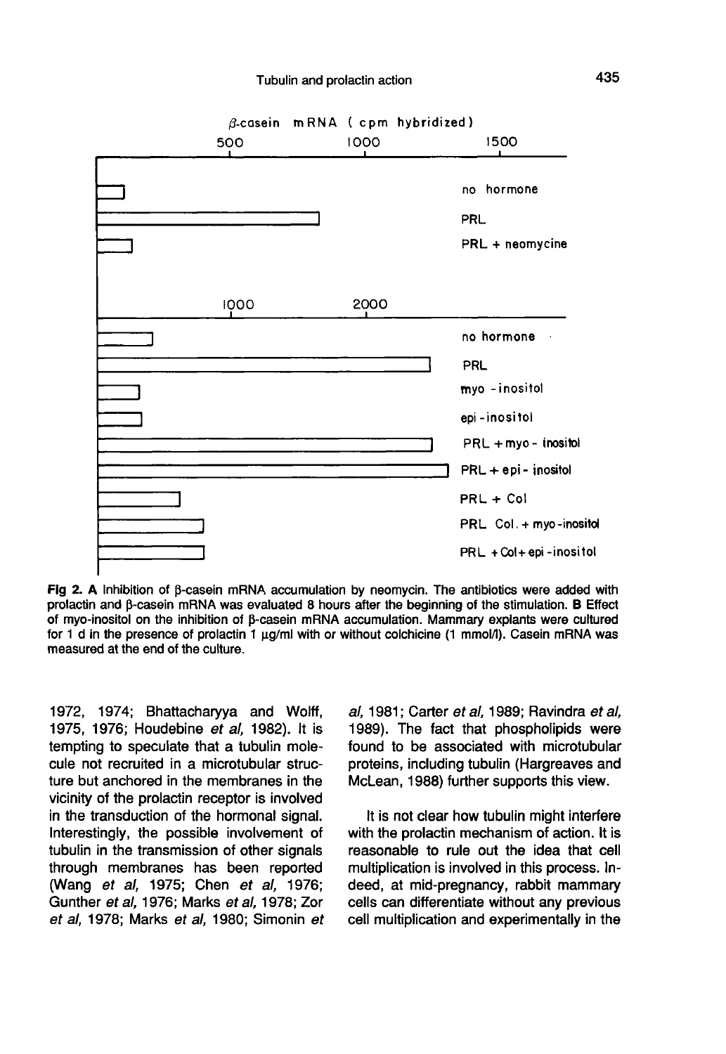Fig 2. **A** Inhibition of β-casein mRNA accumulation by neomycin. The antibiotics were added with prolactin and β-casein mRNA was evaluated 8 hours after the beginning of the stimulation. **B** Effect of myo-inositol on the inhibition of β-casein mRNA accumulation. Mammary explants were cultured for 1 d in the presence of prolactin 1 μg/ml with or without colchicine (1 mmol/l). Casein mRNA was measured at the end of the culture.

1972, 1974; Bhattacharyya and Wolff, 1975, 1976; Houdebine *et al*, 1982). It is tempting to speculate that a tubulin molecule not recruited in a microtubular structure but anchored in the membranes in the vicinity of the prolactin receptor is involved in the transduction of the hormonal signal. Interestingly, the possible involvement of tubulin in the transmission of other signals through membranes has been reported (Wang *et al*, 1975; Chen *et al*, 1976; Gunther *et al*, 1976; Marks *et al*, 1978; Zor *et al*, 1978; Marks *et al*, 1980; Simonin *et al*, 1981; Carter *et al*, 1989; Ravindra *et al*, 1989). The fact that phospholipids were found to be associated with microtubular proteins, including tubulin (Hargreaves and McLean, 1988) further supports this view.

It is not clear how tubulin might interfere with the prolactin mechanism of action. It is reasonable to rule out the idea that cell multiplication is involved in this process. Indeed, at mid-pregnancy, rabbit mammary cells can differentiate without any previous cell multiplication and experimentally in the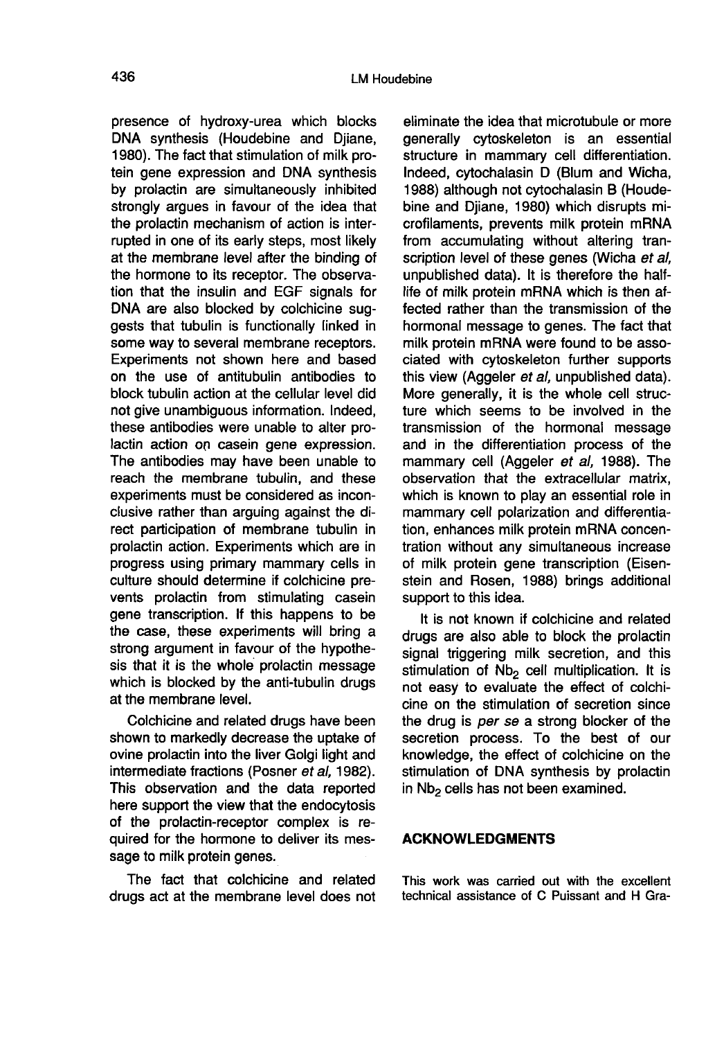presence of hydroxy-urea which blocks DNA synthesis (Houdebine and Djiane, 1980). The fact that stimulation of milk protein gene expression and DNA synthesis by prolactin are simultaneously inhibited strongly argues in favour of the idea that the prolactin mechanism of action is interrupted in one of its early steps, most likely at the membrane level after the binding of the hormone to its receptor. The observation that the insulin and EGF signals for DNA are also blocked by colchicine suggests that tubulin is functionally linked in some way to several membrane receptors. Experiments not shown here and based on the use of antitubulin antibodies to block tubulin action at the cellular level did not give unambiguous information. Indeed, these antibodies were unable to alter prolactin action on casein gene expression. The antibodies may have been unable to reach the membrane tubulin, and these experiments must be considered as inconclusive rather than arguing against the direct participation of membrane tubulin in prolactin action. Experiments which are in progress using primary mammary cells in culture should determine if colchicine prevents prolactin from stimulating casein gene transcription. If this happens to be the case, these experiments will bring a strong argument in favour of the hypothesis that it is the whole prolactin message which is blocked by the anti-tubulin drugs at the membrane level.

Colchicine and related drugs have been shown to markedly decrease the uptake of ovine prolactin into the liver Golgi light and intermediate fractions (Posner *et al*, 1982). This observation and the data reported here support the view that the endocytosis of the prolactin-receptor complex is required for the hormone to deliver its message to milk protein genes.

The fact that colchicine and related drugs act at the membrane level does not eliminate the idea that microtubule or more generally cytoskeleton is an essential structure in mammary cell differentiation. Indeed, cytochalasin D (Blum and Wicha, 1988) although not cytochalasin B (Houdebine and Djiane, 1980) which disrupts microfilaments, prevents milk protein mRNA from accumulating without altering transcription level of these genes (Wicha *et al*, unpublished data). It is therefore the half-life of milk protein mRNA which is then affected rather than the transmission of the hormonal message to genes. The fact that milk protein mRNA were found to be associated with cytoskeleton further supports this view (Aggeler *et al*, unpublished data). More generally, it is the whole cell structure which seems to be involved in the transmission of the hormonal message and in the differentiation process of the mammary cell (Aggeler *et al*, 1988). The observation that the extracellular matrix, which is known to play an essential role in mammary cell polarization and differentiation, enhances milk protein mRNA concentration without any simultaneous increase of milk protein gene transcription (Eisenstein and Rosen, 1988) brings additional support to this idea.

It is not known if colchicine and related drugs are also able to block the prolactin signal triggering milk secretion, and this stimulation of $Nb_2$ cell multiplication. It is not easy to evaluate the effect of colchicine on the stimulation of secretion since the drug is *per se* a strong blocker of the secretion process. To the best of our knowledge, the effect of colchicine on the stimulation of DNA synthesis by prolactin in $Nb_2$ cells has not been examined.

## ACKNOWLEDGMENTS

This work was carried out with the excellent technical assistance of C Puissant and H Gra-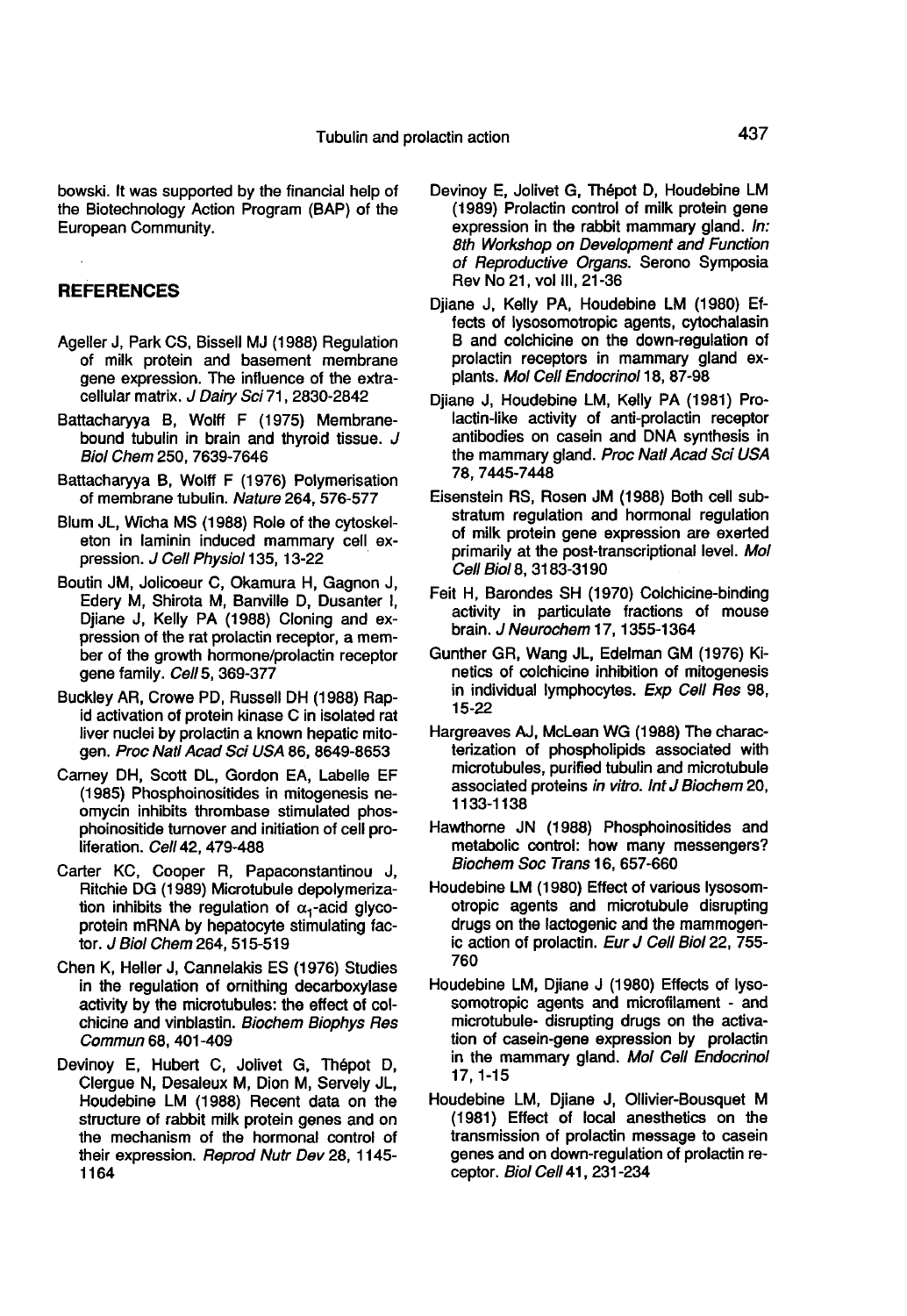bowski. It was supported by the financial help of the Biotechnology Action Program (BAP) of the European Community.

## REFERENCES

Ageller J, Park CS, Bissell MJ (1988) Regulation of milk protein and basement membrane gene expression. The influence of the extracellular matrix. *J Dairy Sci* 71, 2830-2842

Battacharyya B, Wolff F (1975) Membrane-bound tubulin in brain and thyroid tissue. *J Biol Chem* 250, 7639-7646

Battacharyya B, Wolff F (1976) Polymerisation of membrane tubulin. *Nature* 264, 576-577

Blum JL, Wicha MS (1988) Role of the cytoskeleton in laminin induced mammary cell expression. *J Cell Physiol* 135, 13-22

Boutin JM, Jolicoeur C, Okamura H, Gagnon J, Edery M, Shirota M, Banville D, Dusanter I, Djiane J, Kelly PA (1988) Cloning and expression of the rat prolactin receptor, a member of the growth hormone/prolactin receptor gene family. *Cell* 5, 369-377

Buckley AR, Crowe PD, Russell DH (1988) Rapid activation of protein kinase C in isolated rat liver nuclei by prolactin a known hepatic mitogen. *Proc Natl Acad Sci USA* 86, 8649-8653

Carney DH, Scott DL, Gordon EA, Labelle EF (1985) Phosphoinositides in mitogenesis neomycin inhibits thrombase stimulated phosphoinositide turnover and initiation of cell proliferation. *Cell* 42, 479-488

Carter KC, Cooper R, Papaconstantinou J, Ritchie DG (1989) Microtubule depolymerization inhibits the regulation of $\alpha_1$-acid glycoprotein mRNA by hepatocyte stimulating factor. *J Biol Chem* 264, 515-519

Chen K, Heller J, Cannelakis ES (1976) Studies in the regulation of ornithing decarboxylase activity by the microtubules: the effect of colchicine and vinblastin. *Biochem Biophys Res Commun* 68, 401-409

Devinoy E, Hubert C, Jolivet G, Thépot D, Clergue N, Desaleux M, Dion M, Servely JL, Houdebine LM (1988) Recent data on the structure of rabbit milk protein genes and on the mechanism of the hormonal control of their expression. *Reprod Nutr Dev* 28, 1145-1164

Devinoy E, Jolivet G, Thépot D, Houdebine LM (1989) Prolactin control of milk protein gene expression in the rabbit mammary gland. *In: 8th Workshop on Development and Function of Reproductive Organs.* Serono Symposia Rev No 21, vol III, 21-36

Djiane J, Kelly PA, Houdebine LM (1980) Effects of lysosomotropic agents, cytochalasin B and colchicine on the down-regulation of prolactin receptors in mammary gland explants. *Mol Cell Endocrinol* 18, 87-98

Djiane J, Houdebine LM, Kelly PA (1981) Prolactin-like activity of anti-prolactin receptor antibodies on casein and DNA synthesis in the mammary gland. *Proc Natl Acad Sci USA* 78, 7445-7448

Eisenstein RS, Rosen JM (1988) Both cell substratum regulation and hormonal regulation of milk protein gene expression are exerted primarily at the post-transcriptional level. *Mol Cell Biol* 8, 3183-3190

Feit H, Barondes SH (1970) Colchicine-binding activity in particulate fractions of mouse brain. *J Neurochem* 17, 1355-1364

Gunther GR, Wang JL, Edelman GM (1976) Kinetics of colchicine inhibition of mitogenesis in individual lymphocytes. *Exp Cell Res* 98, 15-22

Hargreaves AJ, McLean WG (1988) The characterization of phospholipids associated with microtubules, purified tubulin and microtubule associated proteins *in vitro*. *Int J Biochem* 20, 1133-1138

Hawthorne JN (1988) Phosphoinositides and metabolic control: how many messengers? *Biochem Soc Trans* 16, 657-660

Houdebine LM (1980) Effect of various lysosomotropic agents and microtubule disrupting drugs on the lactogenic and the mammogenic action of prolactin. *Eur J Cell Biol* 22, 755-760

Houdebine LM, Djiane J (1980) Effects of lysosomotropic agents and microfilament - and microtubule- disrupting drugs on the activation of casein-gene expression by prolactin in the mammary gland. *Mol Cell Endocrinol* 17, 1-15

Houdebine LM, Djiane J, Ollivier-Bousquet M (1981) Effect of local anesthetics on the transmission of prolactin message to casein genes and on down-regulation of prolactin receptor. *Biol Cell* 41, 231-234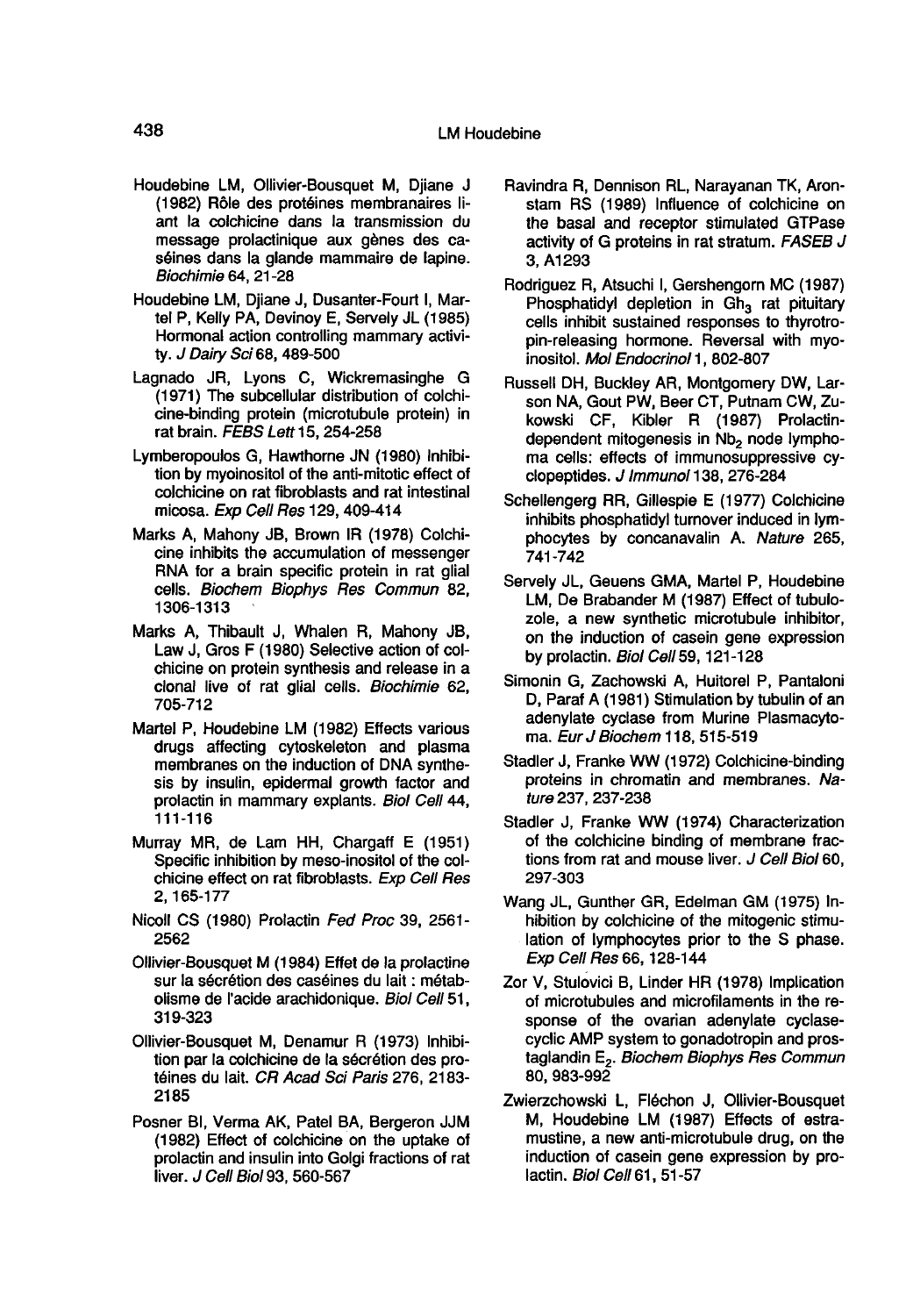Houdebine LM, Ollivier-Bousquet M, Djiane J (1982) Rôle des protéines membranaires liant la colchicine dans la transmission du message prolactinique aux gènes des caséines dans la glande mammaire de lapine. *Biochimie* 64, 21-28

Houdebine LM, Djiane J, Dusanter-Fourt I, Martel P, Kelly PA, Devinoy E, Servely JL (1985) Hormonal action controlling mammary activity. *J Dairy Sci* 68, 489-500

Lagnado JR, Lyons C, Wickremasinghe G (1971) The subcellular distribution of colchicine-binding protein (microtubule protein) in rat brain. *FEBS Lett* 15, 254-258

Lymberopoulos G, Hawthorne JN (1980) Inhibition by myoinositol of the anti-mitotic effect of colchicine on rat fibroblasts and rat intestinal micosa. *Exp Cell Res* 129, 409-414

Marks A, Mahony JB, Brown IR (1978) Colchicine inhibits the accumulation of messenger RNA for a brain specific protein in rat glial cells. *Biochem Biophys Res Commun* 82, 1306-1313

Marks A, Thibault J, Whalen R, Mahony JB, Law J, Gros F (1980) Selective action of colchicine on protein synthesis and release in a clonal live of rat glial cells. *Biochimie* 62, 705-712

Martel P, Houdebine LM (1982) Effects various drugs affecting cytoskeleton and plasma membranes on the induction of DNA synthesis by insulin, epidermal growth factor and prolactin in mammary explants. *Biol Cell* 44, 111-116

Murray MR, de Lam HH, Chargaff E (1951) Specific inhibition by meso-inositol of the colchicine effect on rat fibroblasts. *Exp Cell Res* 2, 165-177

Nicoll CS (1980) Prolactin *Fed Proc* 39, 2561-2562

Ollivier-Bousquet M (1984) Effet de la prolactine sur la sécrétion des caséines du lait : métabolisme de l'acide arachidonique. *Biol Cell* 51, 319-323

Ollivier-Bousquet M, Denamur R (1973) Inhibition par la colchicine de la sécrétion des protéines du lait. *CR Acad Sci Paris* 276, 2183-2185

Posner BI, Verma AK, Patel BA, Bergeron JJM (1982) Effect of colchicine on the uptake of prolactin and insulin into Golgi fractions of rat liver. *J Cell Biol* 93, 560-567

Ravindra R, Dennison RL, Narayanan TK, Aronstam RS (1989) Influence of colchicine on the basal and receptor stimulated GTPase activity of G proteins in rat stratum. *FASEB J* 3, A1293

Rodriguez R, Atsuchi I, Gershengorn MC (1987) Phosphatidyl depletion in $Gh_3$ rat pituitary cells inhibit sustained responses to thyrotropin-releasing hormone. Reversal with myo-inositol. *Mol Endocrinol* 1, 802-807

Russell DH, Buckley AR, Montgomery DW, Larson NA, Gout PW, Beer CT, Putnam CW, Zukowski CF, Kibler R (1987) Prolactin-dependent mitogenesis in $Nb_2$ node lymphoma cells: effects of immunosuppressive cyclopeptides. *J Immunol* 138, 276-284

Schellengerg RR, Gillespie E (1977) Colchicine inhibits phosphatidyl turnover induced in lymphocytes by concanavalin A. *Nature* 265, 741-742

Servely JL, Geuens GMA, Martel P, Houdebine LM, De Brabander M (1987) Effect of tubulozole, a new synthetic microtubule inhibitor, on the induction of casein gene expression by prolactin. *Biol Cell* 59, 121-128

Simonin G, Zachowski A, Huitorel P, Pantaloni D, Paraf A (1981) Stimulation by tubulin of an adenylate cyclase from Murine Plasmacytoma. *Eur J Biochem* 118, 515-519

Stadler J, Franke WW (1972) Colchicine-binding proteins in chromatin and membranes. *Nature* 237, 237-238

Stadler J, Franke WW (1974) Characterization of the colchicine binding of membrane fractions from rat and mouse liver. *J Cell Biol* 60, 297-303

Wang JL, Gunther GR, Edelman GM (1975) Inhibition by colchicine of the mitogenic stimulation of lymphocytes prior to the S phase. *Exp Cell Res* 66, 128-144

Zor V, Stulovici B, Linder HR (1978) Implication of microtubules and microfilaments in the response of the ovarian adenylate cyclase-cyclic AMP system to gonadotropin and prostaglandin $E_2$. *Biochem Biophys Res Commun* 80, 983-992

Zwierzchowski L, Fléchon J, Ollivier-Bousquet M, Houdebine LM (1987) Effects of estramustine, a new anti-microtubule drug, on the induction of casein gene expression by prolactin. *Biol Cell* 61, 51-57